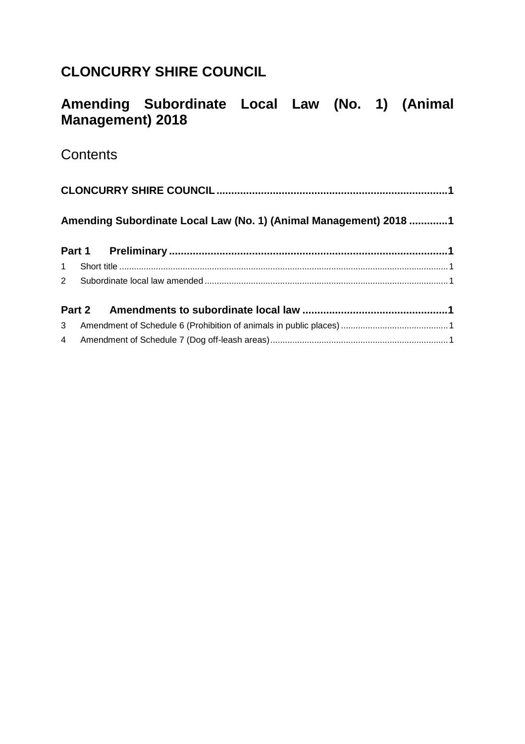# CLONCURRY SHIRE COUNCIL

# Amending Subordinate Local Law (No. 1) (Animal Management) 2018

## Contents

**CLONCURRY SHIRE COUNCIL** .............................................................................. 1

**Amending Subordinate Local Law (No. 1) (Animal Management) 2018** ............. 1

**Part 1 Preliminary** .............................................................................................. 1

1 Short title .......................................................................................................... 1

2 Subordinate local law amended ........................................................................ 1

**Part 2 Amendments to subordinate local law** .................................................. 1

3 Amendment of Schedule 6 (Prohibition of animals in public places) .................. 1

4 Amendment of Schedule 7 (Dog off-leash areas) .............................................. 1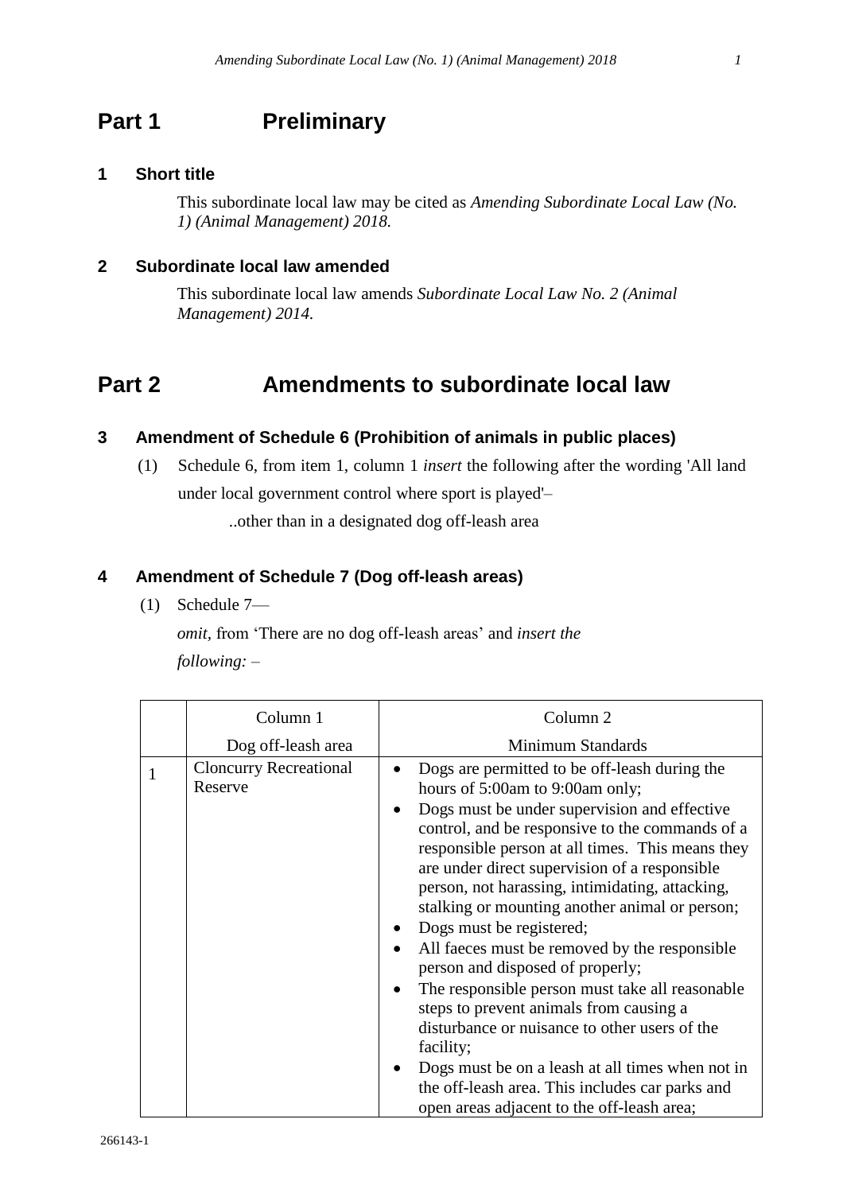# Part 1 Preliminary

## 1 Short title

This subordinate local law may be cited as *Amending Subordinate Local Law (No. 1) (Animal Management) 2018.*

## 2 Subordinate local law amended

This subordinate local law amends *Subordinate Local Law No. 2 (Animal Management) 2014.*

# Part 2 Amendments to subordinate local law

## 3 Amendment of Schedule 6 (Prohibition of animals in public places)

(1) Schedule 6, from item 1, column 1 *insert* the following after the wording 'All land under local government control where sport is played'–

..other than in a designated dog off-leash area

## 4 Amendment of Schedule 7 (Dog off-leash areas)

(1) Schedule 7—

*omit*, from 'There are no dog off-leash areas' and *insert the following:* –

| | Column 1 | Column 2 |
|---|---|---|
| | Dog off-leash area | Minimum Standards |
| 1 | Cloncurry Recreational Reserve | • Dogs are permitted to be off-leash during the hours of 5:00am to 9:00am only;<br>• Dogs must be under supervision and effective control, and be responsive to the commands of a responsible person at all times. This means they are under direct supervision of a responsible person, not harassing, intimidating, attacking, stalking or mounting another animal or person;<br>• Dogs must be registered;<br>• All faeces must be removed by the responsible person and disposed of properly;<br>• The responsible person must take all reasonable steps to prevent animals from causing a disturbance or nuisance to other users of the facility;<br>• Dogs must be on a leash at all times when not in the off-leash area. This includes car parks and open areas adjacent to the off-leash area; |

266143-1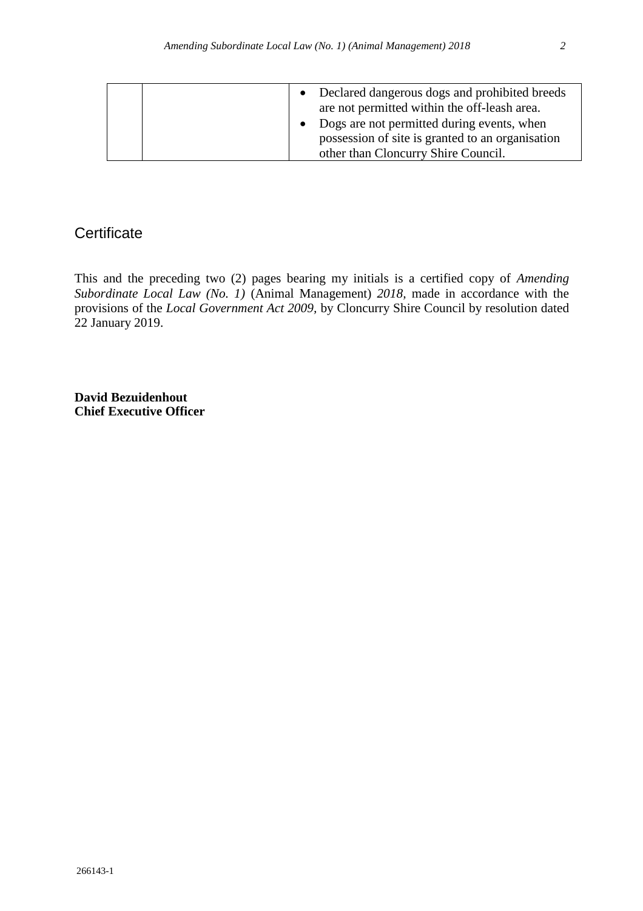| | | |
|---|---|---|
| | | • Declared dangerous dogs and prohibited breeds are not permitted within the off-leash area.<br>• Dogs are not permitted during events, when possession of site is granted to an organisation other than Cloncurry Shire Council. |

## Certificate

This and the preceding two (2) pages bearing my initials is a certified copy of *Amending Subordinate Local Law (No. 1)* (Animal Management) *2018*, made in accordance with the provisions of the *Local Government Act 2009*, by Cloncurry Shire Council by resolution dated 22 January 2019.

**David Bezuidenhout**
**Chief Executive Officer**

266143-1